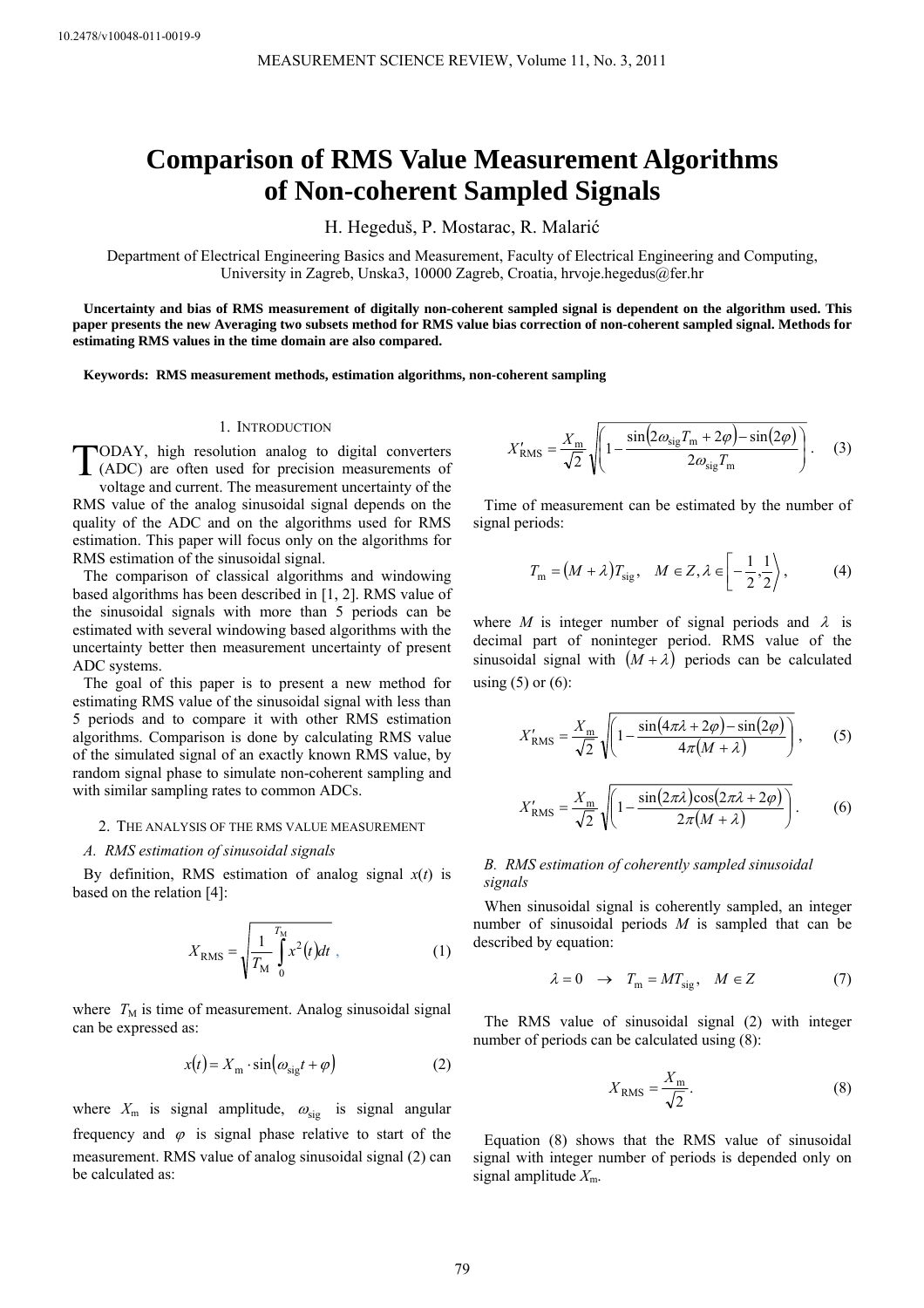10.2478/v10048-011-0019-9

# Comparison of RMS Value Measurement Algorithms of Non-coherent Sampled Signals

H. Hegeduš, P. Mostarac, R. Malarić

Department of Electrical Engineering Basics and Measurement, Faculty of Electrical Engineering and Computing, University in Zagreb, Unska3, 10000 Zagreb, Croatia, hrvoje.hegedus@fer.hr

**Uncertainty and bias of RMS measurement of digitally non-coherent sampled signal is dependent on the algorithm used. This paper presents the new Averaging two subsets method for RMS value bias correction of non-coherent sampled signal. Methods for estimating RMS values in the time domain are also compared.**

**Keywords: RMS measurement methods, estimation algorithms, non-coherent sampling**

## 1. Introduction

TODAY, high resolution analog to digital converters (ADC) are often used for precision measurements of voltage and current. The measurement uncertainty of the RMS value of the analog sinusoidal signal depends on the quality of the ADC and on the algorithms used for RMS estimation. This paper will focus only on the algorithms for RMS estimation of the sinusoidal signal.

The comparison of classical algorithms and windowing based algorithms has been described in [1, 2]. RMS value of the sinusoidal signals with more than 5 periods can be estimated with several windowing based algorithms with the uncertainty better then measurement uncertainty of present ADC systems.

The goal of this paper is to present a new method for estimating RMS value of the sinusoidal signal with less than 5 periods and to compare it with other RMS estimation algorithms. Comparison is done by calculating RMS value of the simulated signal of an exactly known RMS value, by random signal phase to simulate non-coherent sampling and with similar sampling rates to common ADCs.

## 2. The analysis of the RMS value measurement

### A. RMS estimation of sinusoidal signals

By definition, RMS estimation of analog signal $x(t)$ is based on the relation [4]:

$$X_{\mathrm{RMS}} = \sqrt{\frac{1}{T_{\mathrm{M}}}\int_{0}^{T_{\mathrm{M}}} x^{2}(t)dt}\,, \tag{1}$$

where $T_{\mathrm{M}}$ is time of measurement. Analog sinusoidal signal can be expressed as:

$$x(t) = X_{\mathrm{m}} \cdot \sin(\omega_{\mathrm{sig}} t + \varphi) \tag{2}$$

where $X_{\mathrm{m}}$ is signal amplitude, $\omega_{\mathrm{sig}}$ is signal angular frequency and $\varphi$ is signal phase relative to start of the measurement. RMS value of analog sinusoidal signal (2) can be calculated as:

$$X'_{\mathrm{RMS}} = \frac{X_{\mathrm{m}}}{\sqrt{2}}\sqrt{\left(1 - \frac{\sin(2\omega_{\mathrm{sig}} T_{\mathrm{m}} + 2\varphi) - \sin(2\varphi)}{2\omega_{\mathrm{sig}} T_{\mathrm{m}}}\right)}\,. \tag{3}$$

Time of measurement can be estimated by the number of signal periods:

$$T_{\mathrm{m}} = (M + \lambda)T_{\mathrm{sig}}, \quad M \in Z, \lambda \in \left[-\frac{1}{2}, \frac{1}{2}\right\rangle, \tag{4}$$

where $M$ is integer number of signal periods and $\lambda$ is decimal part of noninteger period. RMS value of the sinusoidal signal with $(M + \lambda)$ periods can be calculated using (5) or (6):

$$X'_{\mathrm{RMS}} = \frac{X_{\mathrm{m}}}{\sqrt{2}}\sqrt{\left(1 - \frac{\sin(4\pi\lambda + 2\varphi) - \sin(2\varphi)}{4\pi(M + \lambda)}\right)}\,, \tag{5}$$

$$X'_{\mathrm{RMS}} = \frac{X_{\mathrm{m}}}{\sqrt{2}}\sqrt{\left(1 - \frac{\sin(2\pi\lambda)\cos(2\pi\lambda + 2\varphi)}{2\pi(M + \lambda)}\right)}\,. \tag{6}$$

### B. RMS estimation of coherently sampled sinusoidal signals

When sinusoidal signal is coherently sampled, an integer number of sinusoidal periods $M$ is sampled that can be described by equation:

$$\lambda = 0 \quad \rightarrow \quad T_{\mathrm{m}} = MT_{\mathrm{sig}}, \quad M \in Z \tag{7}$$

The RMS value of sinusoidal signal (2) with integer number of periods can be calculated using (8):

$$X_{\mathrm{RMS}} = \frac{X_{\mathrm{m}}}{\sqrt{2}}. \tag{8}$$

Equation (8) shows that the RMS value of sinusoidal signal with integer number of periods is depended only on signal amplitude $X_{\mathrm{m}}$.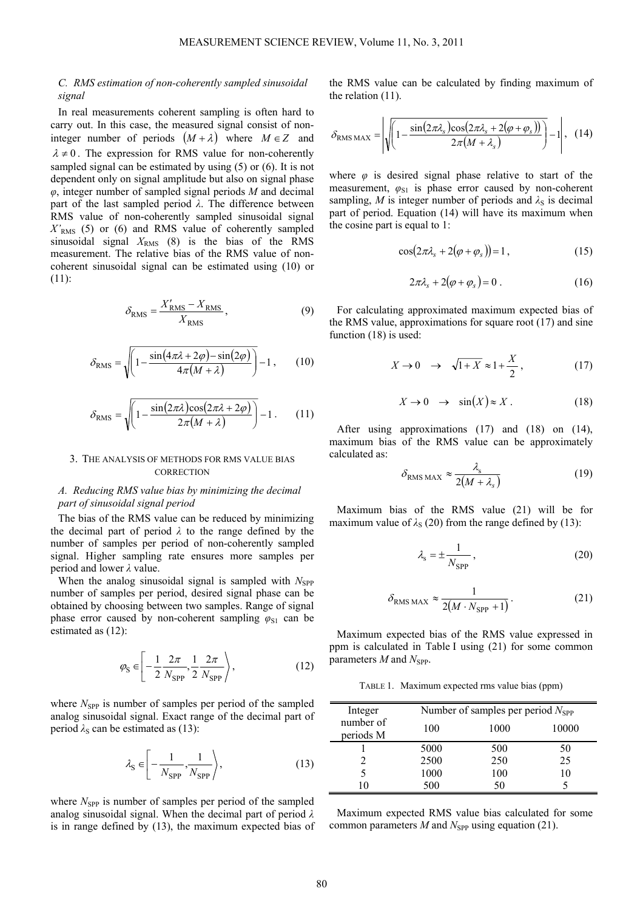### C. RMS estimation of non-coherently sampled sinusoidal signal

In real measurements coherent sampling is often hard to carry out. In this case, the measured signal consist of non-integer number of periods $(M+\lambda)$ where $M \in Z$ and $\lambda \neq 0$. The expression for RMS value for non-coherently sampled signal can be estimated by using (5) or (6). It is not dependent only on signal amplitude but also on signal phase $\varphi$, integer number of sampled signal periods $M$ and decimal part of the last sampled period $\lambda$. The difference between RMS value of non-coherently sampled sinusoidal signal $X'_{\mathrm{RMS}}$ (5) or (6) and RMS value of coherently sampled sinusoidal signal $X_{\mathrm{RMS}}$ (8) is the bias of the RMS measurement. The relative bias of the RMS value of non-coherent sinusoidal signal can be estimated using (10) or (11):

$$\delta_{\mathrm{RMS}} = \frac{X'_{\mathrm{RMS}} - X_{\mathrm{RMS}}}{X_{\mathrm{RMS}}}, \tag{9}$$

$$\delta_{\mathrm{RMS}} = \sqrt{\left(1 - \frac{\sin(4\pi\lambda + 2\varphi) - \sin(2\varphi)}{4\pi(M+\lambda)}\right)} - 1, \tag{10}$$

$$\delta_{\mathrm{RMS}} = \sqrt{\left(1 - \frac{\sin(2\pi\lambda)\cos(2\pi\lambda + 2\varphi)}{2\pi(M+\lambda)}\right)} - 1. \tag{11}$$

## 3. The analysis of methods for RMS value bias correction

### A. Reducing RMS value bias by minimizing the decimal part of sinusoidal signal period

The bias of the RMS value can be reduced by minimizing the decimal part of period $\lambda$ to the range defined by the number of samples per period of non-coherently sampled signal. Higher sampling rate ensures more samples per period and lower $\lambda$ value.

When the analog sinusoidal signal is sampled with $N_{\mathrm{SPP}}$ number of samples per period, desired signal phase can be obtained by choosing between two samples. Range of signal phase error caused by non-coherent sampling $\varphi_{\mathrm{S1}}$ can be estimated as (12):

$$\varphi_{\mathrm{S}} \in \left[-\frac{1}{2}\frac{2\pi}{N_{\mathrm{SPP}}}, \frac{1}{2}\frac{2\pi}{N_{\mathrm{SPP}}}\right\rangle, \tag{12}$$

where $N_{\mathrm{SPP}}$ is number of samples per period of the sampled analog sinusoidal signal. Exact range of the decimal part of period $\lambda_{\mathrm{S}}$ can be estimated as (13):

$$\lambda_{\mathrm{S}} \in \left[-\frac{1}{N_{\mathrm{SPP}}}, \frac{1}{N_{\mathrm{SPP}}}\right\rangle, \tag{13}$$

where $N_{\mathrm{SPP}}$ is number of samples per period of the sampled analog sinusoidal signal. When the decimal part of period $\lambda$ is in range defined by (13), the maximum expected bias of the RMS value can be calculated by finding maximum of the relation (11).

$$\delta_{\mathrm{RMS\,MAX}} = \left|\sqrt{\left(1 - \frac{\sin(2\pi\lambda_s)\cos(2\pi\lambda_s + 2(\varphi + \varphi_s))}{2\pi(M+\lambda_s)}\right)} - 1\right|, \tag{14}$$

where $\varphi$ is desired signal phase relative to start of the measurement, $\varphi_{\mathrm{S1}}$ is phase error caused by non-coherent sampling, $M$ is integer number of periods and $\lambda_{\mathrm{S}}$ is decimal part of period. Equation (14) will have its maximum when the cosine part is equal to 1:

$$\cos(2\pi\lambda_s + 2(\varphi + \varphi_s)) = 1, \tag{15}$$

$$2\pi\lambda_s + 2(\varphi + \varphi_s) = 0. \tag{16}$$

For calculating approximated maximum expected bias of the RMS value, approximations for square root (17) and sine function (18) is used:

$$X \to 0 \quad \to \quad \sqrt{1+X} \approx 1 + \frac{X}{2}, \tag{17}$$

$$X \to 0 \quad \to \quad \sin(X) \approx X. \tag{18}$$

After using approximations (17) and (18) on (14), maximum bias of the RMS value can be approximately calculated as:

$$\delta_{\mathrm{RMS\,MAX}} \approx \frac{\lambda_s}{2(M+\lambda_s)} \tag{19}$$

Maximum bias of the RMS value (21) will be for maximum value of $\lambda_{\mathrm{S}}$ (20) from the range defined by (13):

$$\lambda_s = \pm\frac{1}{N_{\mathrm{SPP}}}, \tag{20}$$

$$\delta_{\mathrm{RMS\,MAX}} \approx \frac{1}{2(M \cdot N_{\mathrm{SPP}} + 1)}. \tag{21}$$

Maximum expected bias of the RMS value expressed in ppm is calculated in Table I using (21) for some common parameters $M$ and $N_{\mathrm{SPP}}$.

TABLE 1. Maximum expected rms value bias (ppm)

| Integer number of periods M | Number of samples per period $N_{\mathrm{SPP}}$ | | |
|---|---|---|---|
| | 100 | 1000 | 10000 |
| 1 | 5000 | 500 | 50 |
| 2 | 2500 | 250 | 25 |
| 5 | 1000 | 100 | 10 |
| 10 | 500 | 50 | 5 |

Maximum expected RMS value bias calculated for some common parameters $M$ and $N_{\mathrm{SPP}}$ using equation (21).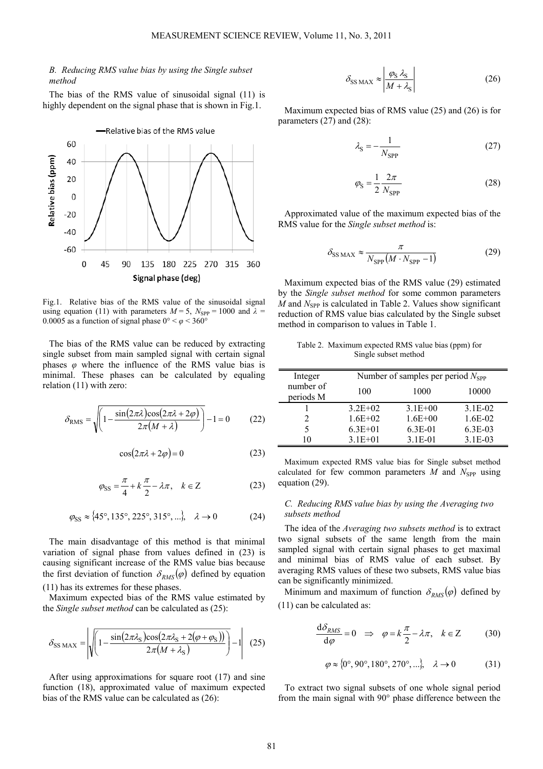### *B. Reducing RMS value bias by using the Single subset method*

The bias of the RMS value of sinusoidal signal (11) is highly dependent on the signal phase that is shown in Fig.1.

Fig.1. Relative bias of the RMS value of the sinusoidal signal using equation (11) with parameters $M = 5$, $N_{SPP} = 1000$ and $\lambda = 0.0005$ as a function of signal phase $0° < \varphi < 360°$

The bias of the RMS value can be reduced by extracting single subset from main sampled signal with certain signal phases $\varphi$ where the influence of the RMS value bias is minimal. These phases can be calculated by equaling relation (11) with zero:

$$\delta_{RMS} = \sqrt{\left(1 - \frac{\sin(2\pi\lambda)\cos(2\pi\lambda + 2\varphi)}{2\pi(M + \lambda)}\right)} - 1 = 0 \tag{22}$$

$$\cos(2\pi\lambda + 2\varphi) = 0 \tag{23}$$

$$\varphi_{SS} = \frac{\pi}{4} + k\frac{\pi}{2} - \lambda\pi, \quad k \in Z \tag{23}$$

$$\varphi_{SS} \approx \{45°, 135°, 225°, 315°, ...\}, \quad \lambda \to 0 \tag{24}$$

The main disadvantage of this method is that minimal variation of signal phase from values defined in (23) is causing significant increase of the RMS value bias because the first deviation of function $\delta_{RMS}(\varphi)$ defined by equation (11) has its extremes for these phases.

Maximum expected bias of the RMS value estimated by the *Single subset method* can be calculated as (25):

$$\delta_{SS\,MAX} = \left| \sqrt{\left(1 - \frac{\sin(2\pi\lambda_S)\cos(2\pi\lambda_S + 2(\varphi + \varphi_S))}{2\pi(M + \lambda_S)}\right)} - 1 \right| \tag{25}$$

After using approximations for square root (17) and sine function (18), approximated value of maximum expected bias of the RMS value can be calculated as (26):

$$\delta_{SS\,MAX} \approx \left| \frac{\varphi_S\,\lambda_S}{M + \lambda_S} \right| \tag{26}$$

Maximum expected bias of RMS value (25) and (26) is for parameters (27) and (28):

$$\lambda_S = -\frac{1}{N_{SPP}} \tag{27}$$

$$\varphi_S = \frac{1}{2}\frac{2\pi}{N_{SPP}} \tag{28}$$

Approximated value of the maximum expected bias of the RMS value for the *Single subset method* is:

$$\delta_{SS\,MAX} \approx \frac{\pi}{N_{SPP}(M \cdot N_{SPP} - 1)} \tag{29}$$

Maximum expected bias of the RMS value (29) estimated by the *Single subset method* for some common parameters $M$ and $N_{SPP}$ is calculated in Table 2. Values show significant reduction of RMS value bias calculated by the Single subset method in comparison to values in Table 1.

Table 2. Maximum expected RMS value bias (ppm) for Single subset method

| Integer number of periods M | Number of samples per period $N_{SPP}$ | | |
|---|---|---|---|
| | 100 | 1000 | 10000 |
| 1 | 3.2E+02 | 3.1E+00 | 3.1E-02 |
| 2 | 1.6E+02 | 1.6E+00 | 1.6E-02 |
| 5 | 6.3E+01 | 6.3E-01 | 6.3E-03 |
| 10 | 3.1E+01 | 3.1E-01 | 3.1E-03 |

Maximum expected RMS value bias for Single subset method calculated for few common parameters $M$ and $N_{SPP}$ using equation (29).

### *C. Reducing RMS value bias by using the Averaging two subsets method*

The idea of the *Averaging two subsets method* is to extract two signal subsets of the same length from the main sampled signal with certain signal phases to get maximal and minimal bias of RMS value of each subset. By averaging RMS values of these two subsets, RMS value bias can be significantly minimized.

Minimum and maximum of function $\delta_{RMS}(\varphi)$ defined by (11) can be calculated as:

$$\frac{d\delta_{RMS}}{d\varphi} = 0 \quad \Rightarrow \quad \varphi = k\frac{\pi}{2} - \lambda\pi, \quad k \in Z \tag{30}$$

$$\varphi \approx \{0°, 90°, 180°, 270°, ...\}, \quad \lambda \to 0 \tag{31}$$

To extract two signal subsets of one whole signal period from the main signal with 90° phase difference between the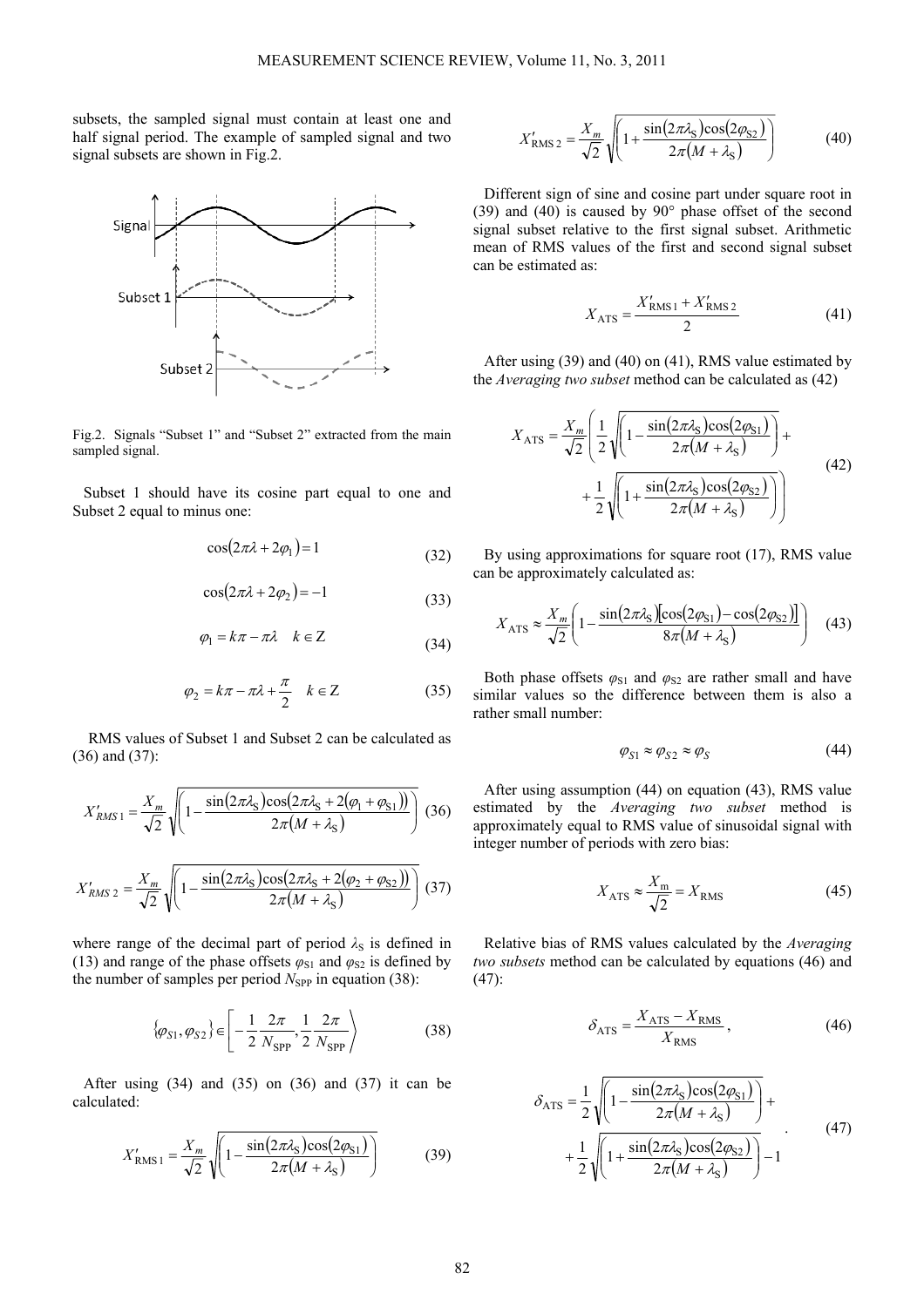subsets, the sampled signal must contain at least one and half signal period. The example of sampled signal and two signal subsets are shown in Fig.2.

Fig.2. Signals "Subset 1" and "Subset 2" extracted from the main sampled signal.

Subset 1 should have its cosine part equal to one and Subset 2 equal to minus one:

$$\cos(2\pi\lambda + 2\varphi_1) = 1 \tag{32}$$

$$\cos(2\pi\lambda + 2\varphi_2) = -1 \tag{33}$$

$$\varphi_1 = k\pi - \pi\lambda \quad k \in \mathrm{Z} \tag{34}$$

$$\varphi_2 = k\pi - \pi\lambda + \frac{\pi}{2} \quad k \in \mathrm{Z} \tag{35}$$

RMS values of Subset 1 and Subset 2 can be calculated as (36) and (37):

$$X'_{RMS\,1} = \frac{X_m}{\sqrt{2}}\sqrt{\left(1 - \frac{\sin(2\pi\lambda_S)\cos(2\pi\lambda_S + 2(\varphi_1 + \varphi_{S1}))}{2\pi(M + \lambda_S)}\right)} \tag{36}$$

$$X'_{RMS\,2} = \frac{X_m}{\sqrt{2}}\sqrt{\left(1 - \frac{\sin(2\pi\lambda_S)\cos(2\pi\lambda_S + 2(\varphi_2 + \varphi_{S2}))}{2\pi(M + \lambda_S)}\right)} \tag{37}$$

where range of the decimal part of period $\lambda_S$ is defined in (13) and range of the phase offsets $\varphi_{S1}$ and $\varphi_{S2}$ is defined by the number of samples per period $N_{SPP}$ in equation (38):

$$\{\varphi_{S1}, \varphi_{S2}\} \in \left[-\frac{1}{2}\frac{2\pi}{N_{SPP}}, \frac{1}{2}\frac{2\pi}{N_{SPP}}\right\rangle \tag{38}$$

After using (34) and (35) on (36) and (37) it can be calculated:

$$X'_{RMS\,1} = \frac{X_m}{\sqrt{2}}\sqrt{\left(1 - \frac{\sin(2\pi\lambda_S)\cos(2\varphi_{S1})}{2\pi(M + \lambda_S)}\right)} \tag{39}$$

$$X'_{RMS\,2} = \frac{X_m}{\sqrt{2}}\sqrt{\left(1 + \frac{\sin(2\pi\lambda_S)\cos(2\varphi_{S2})}{2\pi(M + \lambda_S)}\right)} \tag{40}$$

Different sign of sine and cosine part under square root in (39) and (40) is caused by 90° phase offset of the second signal subset relative to the first signal subset. Arithmetic mean of RMS values of the first and second signal subset can be estimated as:

$$X_{ATS} = \frac{X'_{RMS\,1} + X'_{RMS\,2}}{2} \tag{41}$$

After using (39) and (40) on (41), RMS value estimated by the *Averaging two subset* method can be calculated as (42)

$$X_{ATS} = \frac{X_m}{\sqrt{2}}\left(\frac{1}{2}\sqrt{\left(1 - \frac{\sin(2\pi\lambda_S)\cos(2\varphi_{S1})}{2\pi(M + \lambda_S)}\right)} + \frac{1}{2}\sqrt{\left(1 + \frac{\sin(2\pi\lambda_S)\cos(2\varphi_{S2})}{2\pi(M + \lambda_S)}\right)}\right) \tag{42}$$

By using approximations for square root (17), RMS value can be approximately calculated as:

$$X_{ATS} \approx \frac{X_m}{\sqrt{2}}\left(1 - \frac{\sin(2\pi\lambda_S)[\cos(2\varphi_{S1}) - \cos(2\varphi_{S2})]}{8\pi(M + \lambda_S)}\right) \tag{43}$$

Both phase offsets $\varphi_{S1}$ and $\varphi_{S2}$ are rather small and have similar values so the difference between them is also a rather small number:

$$\varphi_{S1} \approx \varphi_{S2} \approx \varphi_S \tag{44}$$

After using assumption (44) on equation (43), RMS value estimated by the *Averaging two subset* method is approximately equal to RMS value of sinusoidal signal with integer number of periods with zero bias:

$$X_{ATS} \approx \frac{X_m}{\sqrt{2}} = X_{RMS} \tag{45}$$

Relative bias of RMS values calculated by the *Averaging two subsets* method can be calculated by equations (46) and (47):

$$\delta_{ATS} = \frac{X_{ATS} - X_{RMS}}{X_{RMS}}, \tag{46}$$

$$\delta_{ATS} = \frac{1}{2}\sqrt{\left(1 - \frac{\sin(2\pi\lambda_S)\cos(2\varphi_{S1})}{2\pi(M + \lambda_S)}\right)} + \frac{1}{2}\sqrt{\left(1 + \frac{\sin(2\pi\lambda_S)\cos(2\varphi_{S2})}{2\pi(M + \lambda_S)}\right)} - 1 \tag{47}$$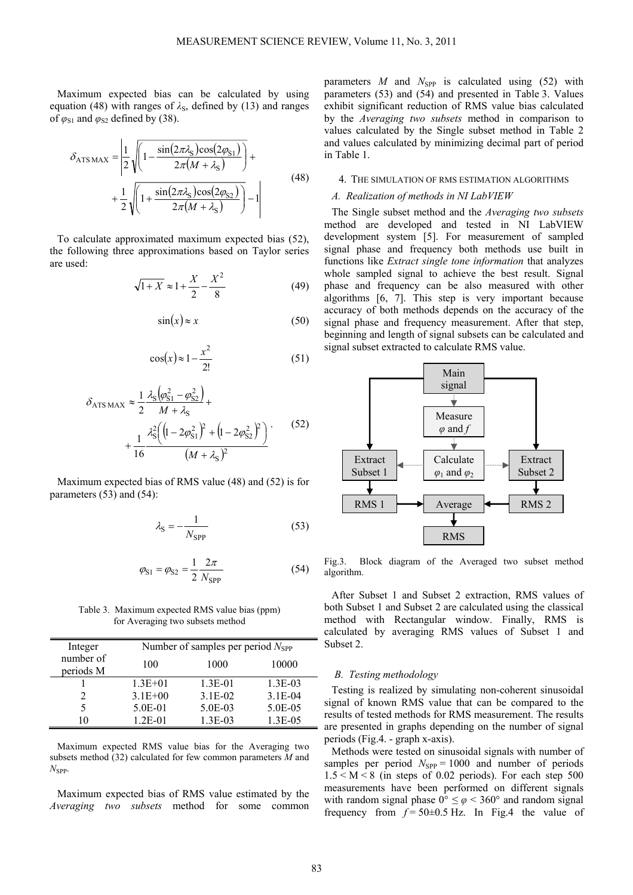Maximum expected bias can be calculated by using equation (48) with ranges of $\lambda_S$, defined by (13) and ranges of $\varphi_{S1}$ and $\varphi_{S2}$ defined by (38).

$$\delta_{\text{ATS MAX}} = \left| \frac{1}{2}\sqrt{\left(1 - \frac{\sin(2\pi\lambda_S)\cos(2\varphi_{S1})}{2\pi(M+\lambda_S)}\right)} + \frac{1}{2}\sqrt{\left(1 + \frac{\sin(2\pi\lambda_S)\cos(2\varphi_{S2})}{2\pi(M+\lambda_S)}\right)} - 1 \right| \tag{48}$$

To calculate approximated maximum expected bias (52), the following three approximations based on Taylor series are used:

$$\sqrt{1+X} \approx 1 + \frac{X}{2} - \frac{X^2}{8} \tag{49}$$

$$\sin(x) \approx x \tag{50}$$

$$\cos(x) \approx 1 - \frac{x^2}{2!} \tag{51}$$

$$\delta_{\text{ATS MAX}} \approx \frac{1}{2}\frac{\lambda_S\left(\varphi_{S1}^2 - \varphi_{S2}^2\right)}{M+\lambda_S} + \frac{1}{16}\frac{\lambda_S^2\left(\left(1-2\varphi_{S1}^2\right)^2 + \left(1-2\varphi_{S2}^2\right)^2\right)}{\left(M+\lambda_S\right)^2}. \tag{52}$$

Maximum expected bias of RMS value (48) and (52) is for parameters (53) and (54):

$$\lambda_S = -\frac{1}{N_{\text{SPP}}} \tag{53}$$

$$\varphi_{S1} = \varphi_{S2} = \frac{1}{2}\frac{2\pi}{N_{\text{SPP}}} \tag{54}$$

Table 3. Maximum expected RMS value bias (ppm) for Averaging two subsets method

| Integer number of periods M | Number of samples per period $N_{\text{SPP}}$ | | |
|---|---|---|---|
| | 100 | 1000 | 10000 |
| 1 | 1.3E+01 | 1.3E-01 | 1.3E-03 |
| 2 | 3.1E+00 | 3.1E-02 | 3.1E-04 |
| 5 | 5.0E-01 | 5.0E-03 | 5.0E-05 |
| 10 | 1.2E-01 | 1.3E-03 | 1.3E-05 |

Maximum expected RMS value bias for the Averaging two subsets method (32) calculated for few common parameters $M$ and $N_{\text{SPP}}$.

Maximum expected bias of RMS value estimated by the *Averaging two subsets* method for some common parameters $M$ and $N_{\text{SPP}}$ is calculated using (52) with parameters (53) and (54) and presented in Table 3. Values exhibit significant reduction of RMS value bias calculated by the *Averaging two subsets* method in comparison to values calculated by the Single subset method in Table 2 and values calculated by minimizing decimal part of period in Table 1.

## 4. The simulation of RMS estimation algorithms

### *A. Realization of methods in NI LabVIEW*

The Single subset method and the *Averaging two subsets* method are developed and tested in NI LabVIEW development system [5]. For measurement of sampled signal phase and frequency both methods use built in functions like *Extract single tone information* that analyzes whole sampled signal to achieve the best result. Signal phase and frequency can be also measured with other algorithms [6, 7]. This step is very important because accuracy of both methods depends on the accuracy of the signal phase and frequency measurement. After that step, beginning and length of signal subsets can be calculated and signal subset extracted to calculate RMS value.

Main signal → Measure $\varphi$ and $f$ → Calculate $\varphi_1$ and $\varphi_2$ → Extract Subset 1 / Extract Subset 2 → RMS 1 / RMS 2 → Average → RMS

Fig.3. Block diagram of the Averaged two subset method algorithm.

After Subset 1 and Subset 2 extraction, RMS values of both Subset 1 and Subset 2 are calculated using the classical method with Rectangular window. Finally, RMS is calculated by averaging RMS values of Subset 1 and Subset 2.

### *B. Testing methodology*

Testing is realized by simulating non-coherent sinusoidal signal of known RMS value that can be compared to the results of tested methods for RMS measurement. The results are presented in graphs depending on the number of signal periods (Fig.4. - graph x-axis).

Methods were tested on sinusoidal signals with number of samples per period $N_{\text{SPP}} = 1000$ and number of periods $1.5 < M < 8$ (in steps of 0.02 periods). For each step 500 measurements have been performed on different signals with random signal phase $0° \leq \varphi < 360°$ and random signal frequency from $f = 50\pm0.5$ Hz. In Fig.4 the value of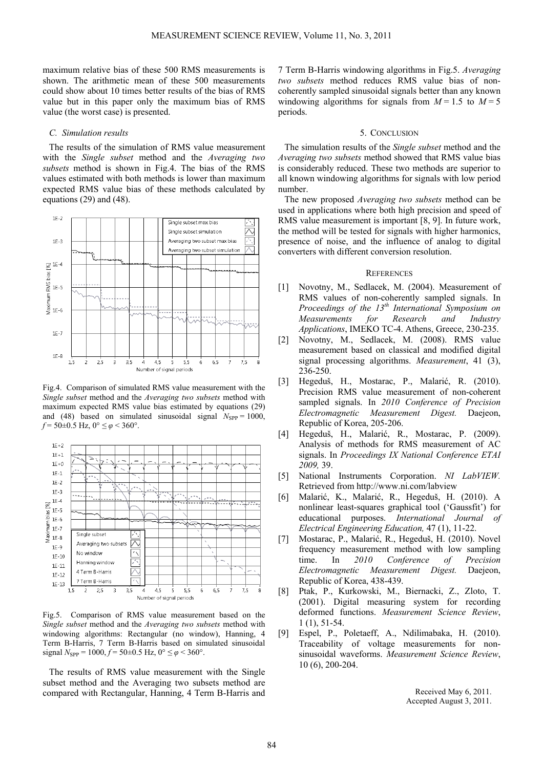maximum relative bias of these 500 RMS measurements is shown. The arithmetic mean of these 500 measurements could show about 10 times better results of the bias of RMS value but in this paper only the maximum bias of RMS value (the worst case) is presented.

### *C. Simulation results*

The results of the simulation of RMS value measurement with the *Single subset* method and the *Averaging two subsets* method is shown in Fig.4. The bias of the RMS values estimated with both methods is lower than maximum expected RMS value bias of these methods calculated by equations (29) and (48).

1E-2
1E-3
1E-4
1E-5
1E-6
1E-7
1E-8
Maximum RMS bias [%]
1,5 2 2,5 3 3,5 4 4,5 5 5,5 6 6,5 7 7,5 8
Number of signal periods
Single subset max bias
Single subset simulation
Averaging two subset max bias
Averaging two subset simulation

Fig.4. Comparison of simulated RMS value measurement with the *Single subset* method and the *Averaging two subsets* method with maximum expected RMS value bias estimated by equations (29) and (48) based on simulated sinusoidal signal $N_{SPP} = 1000$, $f = 50 \pm 0.5$ Hz, $0° \leq \varphi < 360°$.

1E+2
1E+1
1E+0
1E-1
1E-2
1E-3
1E-4
1E-5
1E-6
1E-7
1E-8
1E-9
1E-10
1E-11
1E-12
1E-13
Maximum bias [%]
1,5 2 2,5 3 3,5 4 4,5 5 5,5 6 6,5 7 7,5 8
Number of signal periods
Single subset
Averaging two subsets
No window
Hanning window
4 Term B-Harris
7 Term B-Harris

Fig.5. Comparison of RMS value measurement based on the *Single subset* method and the *Averaging two subsets* method with windowing algorithms: Rectangular (no window), Hanning, 4 Term B-Harris, 7 Term B-Harris based on simulated sinusoidal signal $N_{SPP} = 1000$, $f = 50 \pm 0.5$ Hz, $0° \leq \varphi < 360°$.

The results of RMS value measurement with the Single subset method and the Averaging two subsets method are compared with Rectangular, Hanning, 4 Term B-Harris and 7 Term B-Harris windowing algorithms in Fig.5. *Averaging two subsets* method reduces RMS value bias of non-coherently sampled sinusoidal signals better than any known windowing algorithms for signals from $M = 1.5$ to $M = 5$ periods.

## 5. CONCLUSION

The simulation results of the *Single subset* method and the *Averaging two subsets* method showed that RMS value bias is considerably reduced. These two methods are superior to all known windowing algorithms for signals with low period number.

The new proposed *Averaging two subsets* method can be used in applications where both high precision and speed of RMS value measurement is important [8, 9]. In future work, the method will be tested for signals with higher harmonics, presence of noise, and the influence of analog to digital converters with different conversion resolution.

## REFERENCES

[1] Novotny, M., Sedlacek, M. (2004). Measurement of RMS values of non-coherently sampled signals. In *Proceedings of the 13th International Symposium on Measurements for Research and Industry Applications*, IMEKO TC-4. Athens, Greece, 230-235.

[2] Novotny, M., Sedlacek, M. (2008). RMS value measurement based on classical and modified digital signal processing algorithms. *Measurement*, 41 (3), 236-250.

[3] Hegeduš, H., Mostarac, P., Malarić, R. (2010). Precision RMS value measurement of non-coherent sampled signals. In *2010 Conference of Precision Electromagnetic Measurement Digest.* Daejeon, Republic of Korea, 205-206.

[4] Hegeduš, H., Malarić, R., Mostarac, P. (2009). Analysis of methods for RMS measurement of AC signals. In *Proceedings IX National Conference ETAI 2009,* 39.

[5] National Instruments Corporation. *NI LabVIEW.* Retrieved from http://www.ni.com/labview

[6] Malarić, K., Malarić, R., Hegeduš, H. (2010). A nonlinear least-squares graphical tool ('Gaussfit') for educational purposes. *International Journal of Electrical Engineering Education,* 47 (1), 11-22.

[7] Mostarac, P., Malarić, R., Hegeduš, H. (2010). Novel frequency measurement method with low sampling time. In *2010 Conference of Precision Electromagnetic Measurement Digest.* Daejeon, Republic of Korea, 438-439.

[8] Ptak, P., Kurkowski, M., Biernacki, Z., Zloto, T. (2001). Digital measuring system for recording deformed functions. *Measurement Science Review*, 1 (1), 51-54.

[9] Espel, P., Poletaeff, A., Ndilimabaka, H. (2010). Traceability of voltage measurements for non-sinusoidal waveforms. *Measurement Science Review*, 10 (6), 200-204.

Received May 6, 2011.
Accepted August 3, 2011.